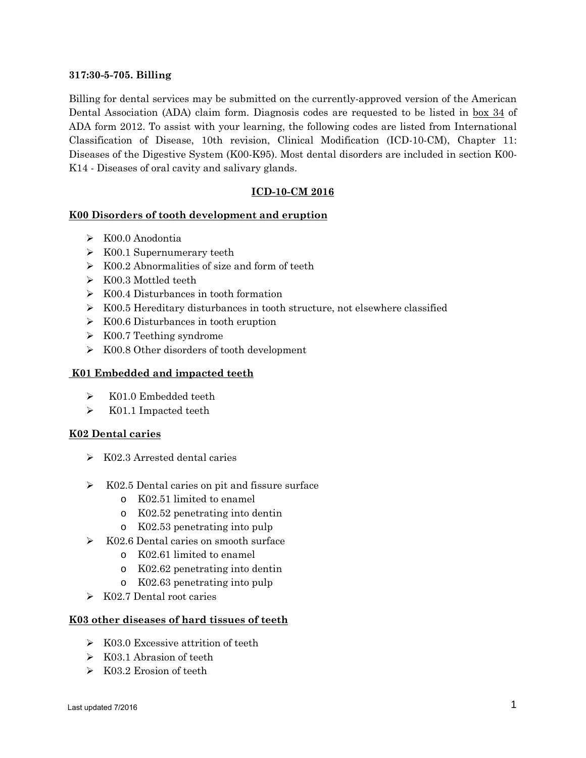**317:30-5-705. Billing**

Billing for dental services may be submitted on the currently-approved version of the American Dental Association (ADA) claim form. Diagnosis codes are requested to be listed in box 34 of ADA form 2012. To assist with your learning, the following codes are listed from International Classification of Disease, 10th revision, Clinical Modification (ICD-10-CM), Chapter 11: Diseases of the Digestive System (K00-K95). Most dental disorders are included in section K00-K14 - Diseases of oral cavity and salivary glands.

## ICD-10-CM 2016

### K00 Disorders of tooth development and eruption

- K00.0 Anodontia
- K00.1 Supernumerary teeth
- K00.2 Abnormalities of size and form of teeth
- K00.3 Mottled teeth
- K00.4 Disturbances in tooth formation
- K00.5 Hereditary disturbances in tooth structure, not elsewhere classified
- K00.6 Disturbances in tooth eruption
- K00.7 Teething syndrome
- K00.8 Other disorders of tooth development

### K01 Embedded and impacted teeth

- K01.0 Embedded teeth
- K01.1 Impacted teeth

### K02 Dental caries

- K02.3 Arrested dental caries
- K02.5 Dental caries on pit and fissure surface
  - K02.51 limited to enamel
  - K02.52 penetrating into dentin
  - K02.53 penetrating into pulp
- K02.6 Dental caries on smooth surface
  - K02.61 limited to enamel
  - K02.62 penetrating into dentin
  - K02.63 penetrating into pulp
- K02.7 Dental root caries

### K03 other diseases of hard tissues of teeth

- K03.0 Excessive attrition of teeth
- K03.1 Abrasion of teeth
- K03.2 Erosion of teeth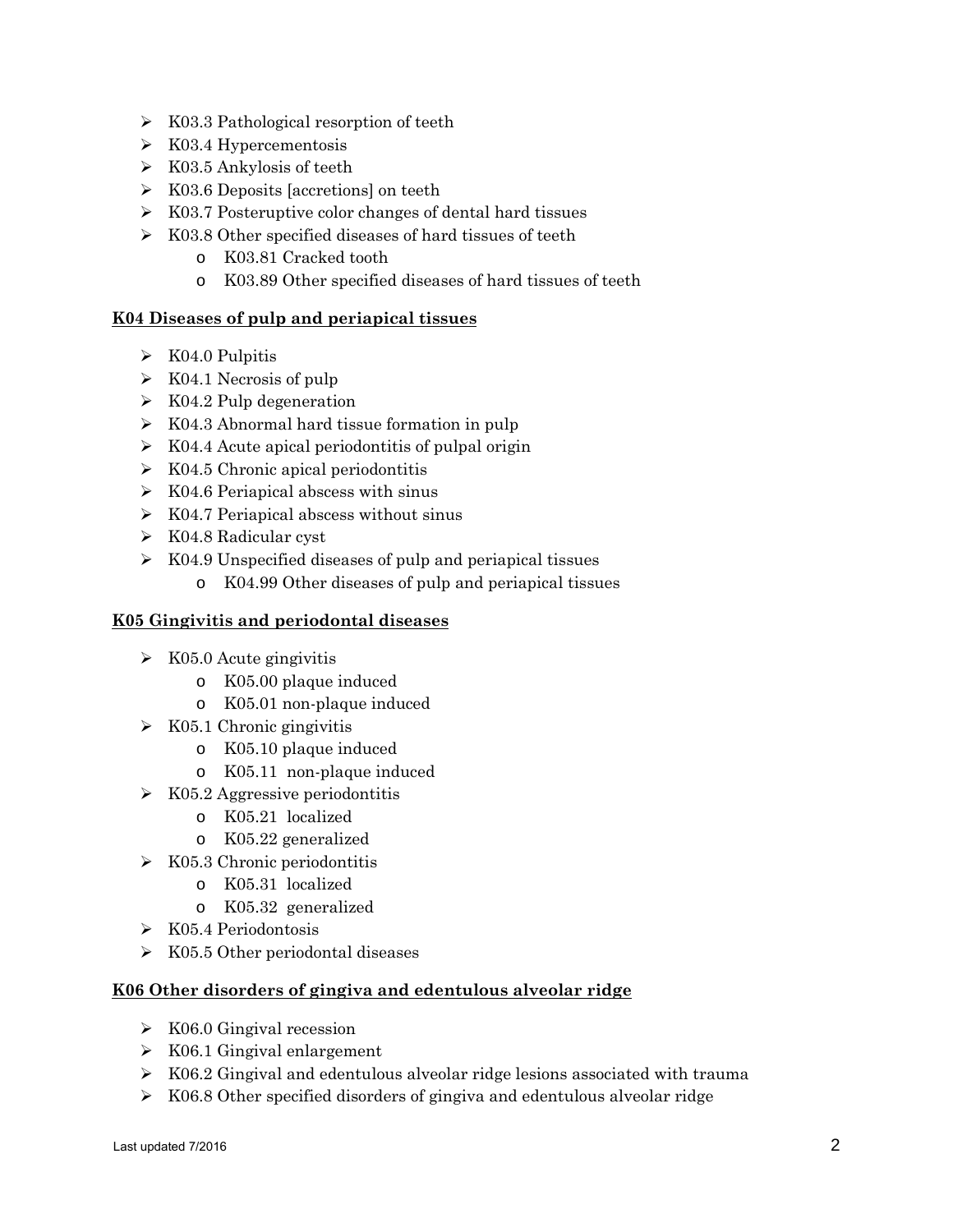- K03.3 Pathological resorption of teeth
- K03.4 Hypercementosis
- K03.5 Ankylosis of teeth
- K03.6 Deposits [accretions] on teeth
- K03.7 Posteruptive color changes of dental hard tissues
- K03.8 Other specified diseases of hard tissues of teeth
  - K03.81 Cracked tooth
  - K03.89 Other specified diseases of hard tissues of teeth

**K04 Diseases of pulp and periapical tissues**

- K04.0 Pulpitis
- K04.1 Necrosis of pulp
- K04.2 Pulp degeneration
- K04.3 Abnormal hard tissue formation in pulp
- K04.4 Acute apical periodontitis of pulpal origin
- K04.5 Chronic apical periodontitis
- K04.6 Periapical abscess with sinus
- K04.7 Periapical abscess without sinus
- K04.8 Radicular cyst
- K04.9 Unspecified diseases of pulp and periapical tissues
  - K04.99 Other diseases of pulp and periapical tissues

**K05 Gingivitis and periodontal diseases**

- K05.0 Acute gingivitis
  - K05.00 plaque induced
  - K05.01 non-plaque induced
- K05.1 Chronic gingivitis
  - K05.10 plaque induced
  - K05.11 non-plaque induced
- K05.2 Aggressive periodontitis
  - K05.21 localized
  - K05.22 generalized
- K05.3 Chronic periodontitis
  - K05.31 localized
  - K05.32 generalized
- K05.4 Periodontosis
- K05.5 Other periodontal diseases

**K06 Other disorders of gingiva and edentulous alveolar ridge**

- K06.0 Gingival recession
- K06.1 Gingival enlargement
- K06.2 Gingival and edentulous alveolar ridge lesions associated with trauma
- K06.8 Other specified disorders of gingiva and edentulous alveolar ridge

Last updated 7/2016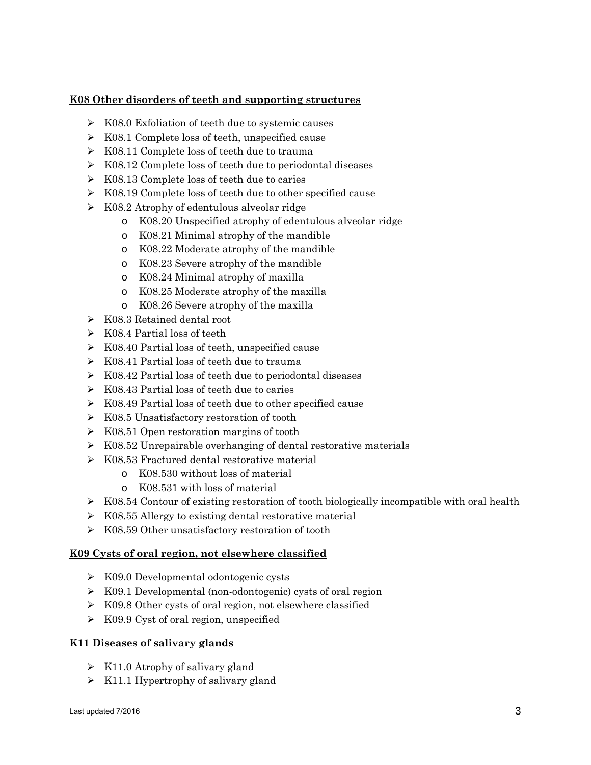**K08 Other disorders of teeth and supporting structures**

- K08.0 Exfoliation of teeth due to systemic causes
- K08.1 Complete loss of teeth, unspecified cause
- K08.11 Complete loss of teeth due to trauma
- K08.12 Complete loss of teeth due to periodontal diseases
- K08.13 Complete loss of teeth due to caries
- K08.19 Complete loss of teeth due to other specified cause
- K08.2 Atrophy of edentulous alveolar ridge
  - K08.20 Unspecified atrophy of edentulous alveolar ridge
  - K08.21 Minimal atrophy of the mandible
  - K08.22 Moderate atrophy of the mandible
  - K08.23 Severe atrophy of the mandible
  - K08.24 Minimal atrophy of maxilla
  - K08.25 Moderate atrophy of the maxilla
  - K08.26 Severe atrophy of the maxilla
- K08.3 Retained dental root
- K08.4 Partial loss of teeth
- K08.40 Partial loss of teeth, unspecified cause
- K08.41 Partial loss of teeth due to trauma
- K08.42 Partial loss of teeth due to periodontal diseases
- K08.43 Partial loss of teeth due to caries
- K08.49 Partial loss of teeth due to other specified cause
- K08.5 Unsatisfactory restoration of tooth
- K08.51 Open restoration margins of tooth
- K08.52 Unrepairable overhanging of dental restorative materials
- K08.53 Fractured dental restorative material
  - K08.530 without loss of material
  - K08.531 with loss of material
- K08.54 Contour of existing restoration of tooth biologically incompatible with oral health
- K08.55 Allergy to existing dental restorative material
- K08.59 Other unsatisfactory restoration of tooth

**K09 Cysts of oral region, not elsewhere classified**

- K09.0 Developmental odontogenic cysts
- K09.1 Developmental (non-odontogenic) cysts of oral region
- K09.8 Other cysts of oral region, not elsewhere classified
- K09.9 Cyst of oral region, unspecified

**K11 Diseases of salivary glands**

- K11.0 Atrophy of salivary gland
- K11.1 Hypertrophy of salivary gland

Last updated 7/2016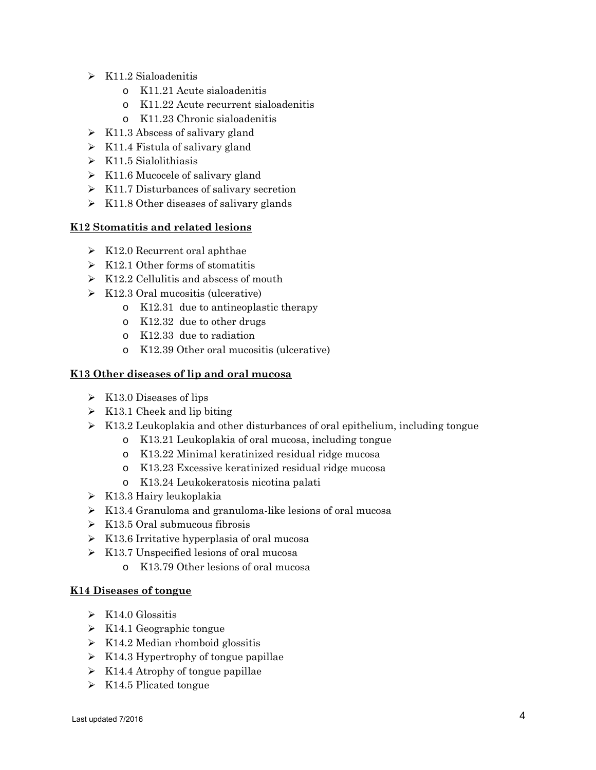- K11.2 Sialoadenitis
  - K11.21 Acute sialoadenitis
  - K11.22 Acute recurrent sialoadenitis
  - K11.23 Chronic sialoadenitis
- K11.3 Abscess of salivary gland
- K11.4 Fistula of salivary gland
- K11.5 Sialolithiasis
- K11.6 Mucocele of salivary gland
- K11.7 Disturbances of salivary secretion
- K11.8 Other diseases of salivary glands

**<u>K12 Stomatitis and related lesions</u>**

- K12.0 Recurrent oral aphthae
- K12.1 Other forms of stomatitis
- K12.2 Cellulitis and abscess of mouth
- K12.3 Oral mucositis (ulcerative)
  - K12.31 due to antineoplastic therapy
  - K12.32 due to other drugs
  - K12.33 due to radiation
  - K12.39 Other oral mucositis (ulcerative)

**<u>K13 Other diseases of lip and oral mucosa</u>**

- K13.0 Diseases of lips
- K13.1 Cheek and lip biting
- K13.2 Leukoplakia and other disturbances of oral epithelium, including tongue
  - K13.21 Leukoplakia of oral mucosa, including tongue
  - K13.22 Minimal keratinized residual ridge mucosa
  - K13.23 Excessive keratinized residual ridge mucosa
  - K13.24 Leukokeratosis nicotina palati
- K13.3 Hairy leukoplakia
- K13.4 Granuloma and granuloma-like lesions of oral mucosa
- K13.5 Oral submucous fibrosis
- K13.6 Irritative hyperplasia of oral mucosa
- K13.7 Unspecified lesions of oral mucosa
  - K13.79 Other lesions of oral mucosa

**<u>K14 Diseases of tongue</u>**

- K14.0 Glossitis
- K14.1 Geographic tongue
- K14.2 Median rhomboid glossitis
- K14.3 Hypertrophy of tongue papillae
- K14.4 Atrophy of tongue papillae
- K14.5 Plicated tongue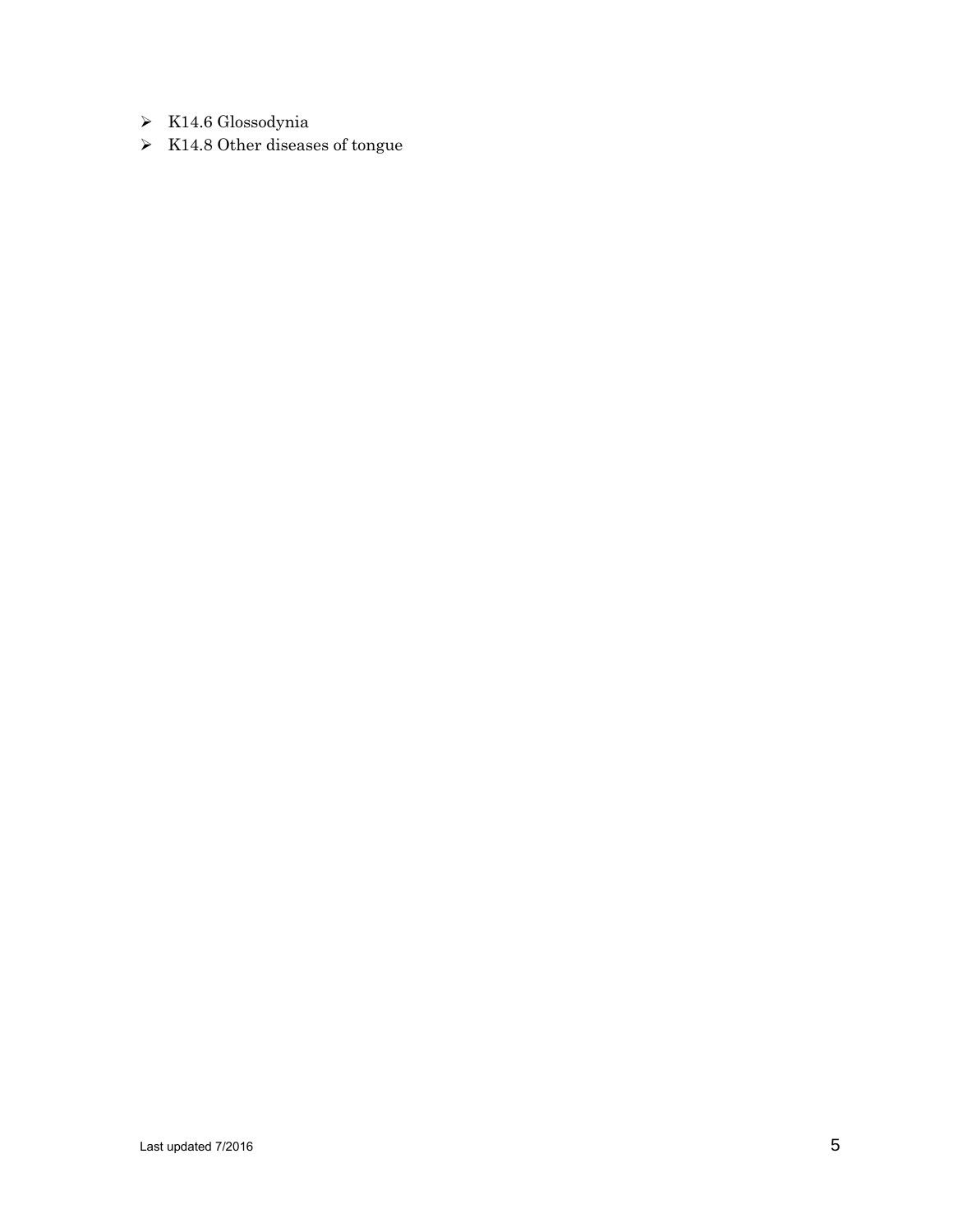- K14.6 Glossodynia
- K14.8 Other diseases of tongue